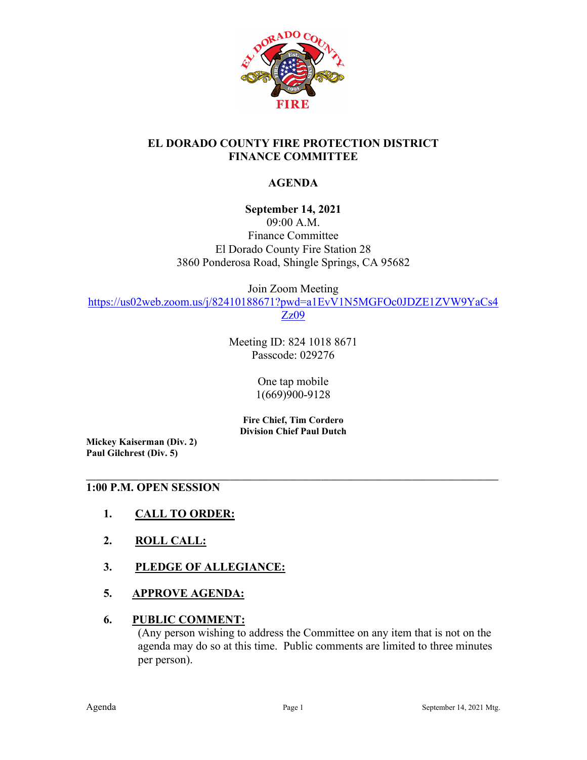# EL DORADO COUNTY FIRE PROTECTION DISTRICT
# FINANCE COMMITTEE

## AGENDA

**September 14, 2021**
09:00 A.M.
Finance Committee
El Dorado County Fire Station 28
3860 Ponderosa Road, Shingle Springs, CA 95682

Join Zoom Meeting
https://us02web.zoom.us/j/82410188671?pwd=a1EvV1N5MGFOc0JDZE1ZVW9YaCs4Zz09

Meeting ID: 824 1018 8671
Passcode: 029276

One tap mobile
1(669)900-9128

**Fire Chief, Tim Cordero**
**Division Chief Paul Dutch**

**Mickey Kaiserman (Div. 2)**
**Paul Gilchrest (Div. 5)**

---

**1:00 P.M. OPEN SESSION**

1. **CALL TO ORDER:**

2. **ROLL CALL:**

3. **PLEDGE OF ALLEGIANCE:**

5. **APPROVE AGENDA:**

6. **PUBLIC COMMENT:**
   (Any person wishing to address the Committee on any item that is not on the agenda may do so at this time. Public comments are limited to three minutes per person).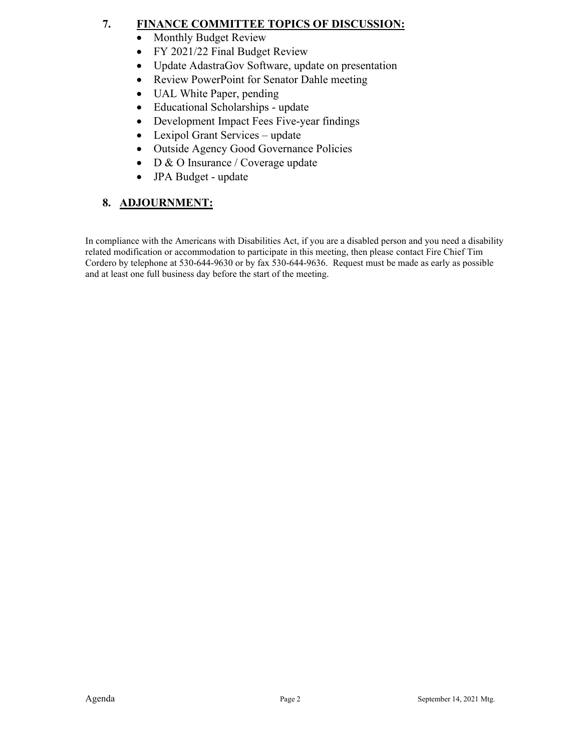## 7. FINANCE COMMITTEE TOPICS OF DISCUSSION:

- Monthly Budget Review
- FY 2021/22 Final Budget Review
- Update AdastraGov Software, update on presentation
- Review PowerPoint for Senator Dahle meeting
- UAL White Paper, pending
- Educational Scholarships - update
- Development Impact Fees Five-year findings
- Lexipol Grant Services – update
- Outside Agency Good Governance Policies
- D & O Insurance / Coverage update
- JPA Budget - update

## 8. ADJOURNMENT:

In compliance with the Americans with Disabilities Act, if you are a disabled person and you need a disability related modification or accommodation to participate in this meeting, then please contact Fire Chief Tim Cordero by telephone at 530-644-9630 or by fax 530-644-9636. Request must be made as early as possible and at least one full business day before the start of the meeting.